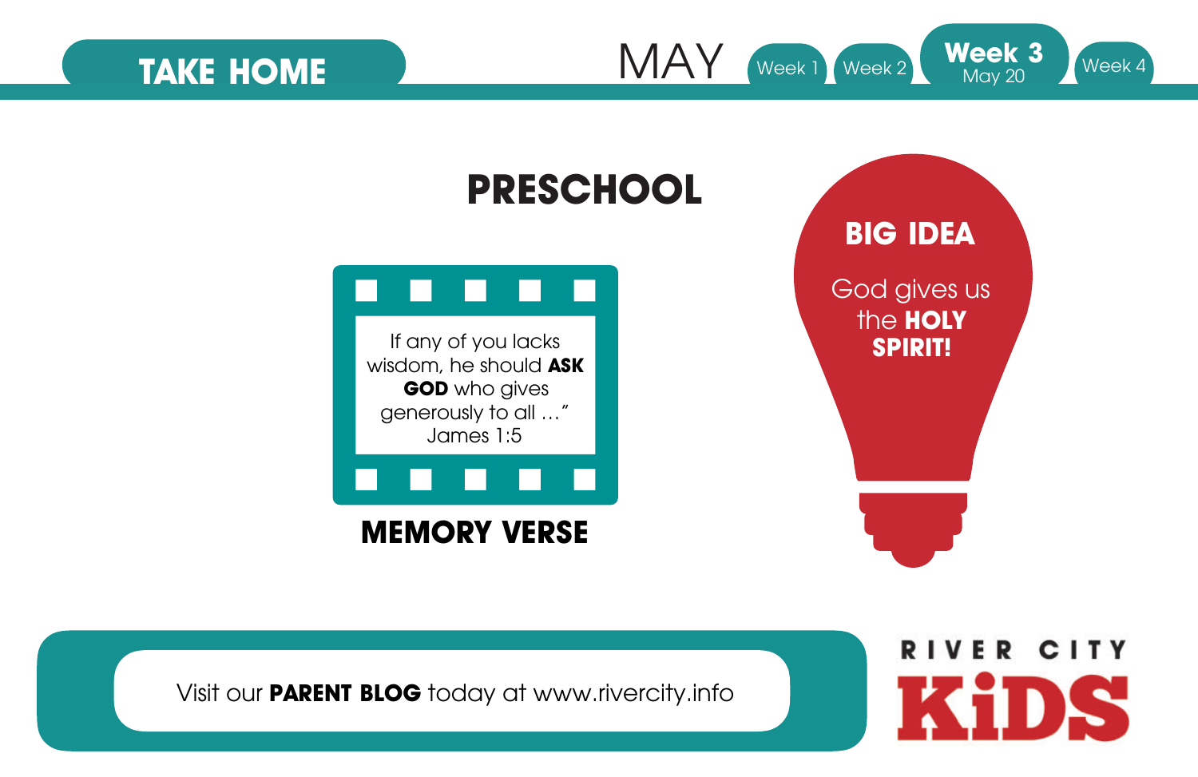**TAKE HOME**

MAY | Week 1 | Week 2 | **Week 3** May 20 | Week 4

# PRESCHOOL

If any of you lacks wisdom, he should **ASK GOD** who gives generously to all …"
James 1:5

**MEMORY VERSE**

## BIG IDEA

God gives us the **HOLY SPIRIT!**

Visit our **PARENT BLOG** today at www.rivercity.info

RIVER CITY KiDS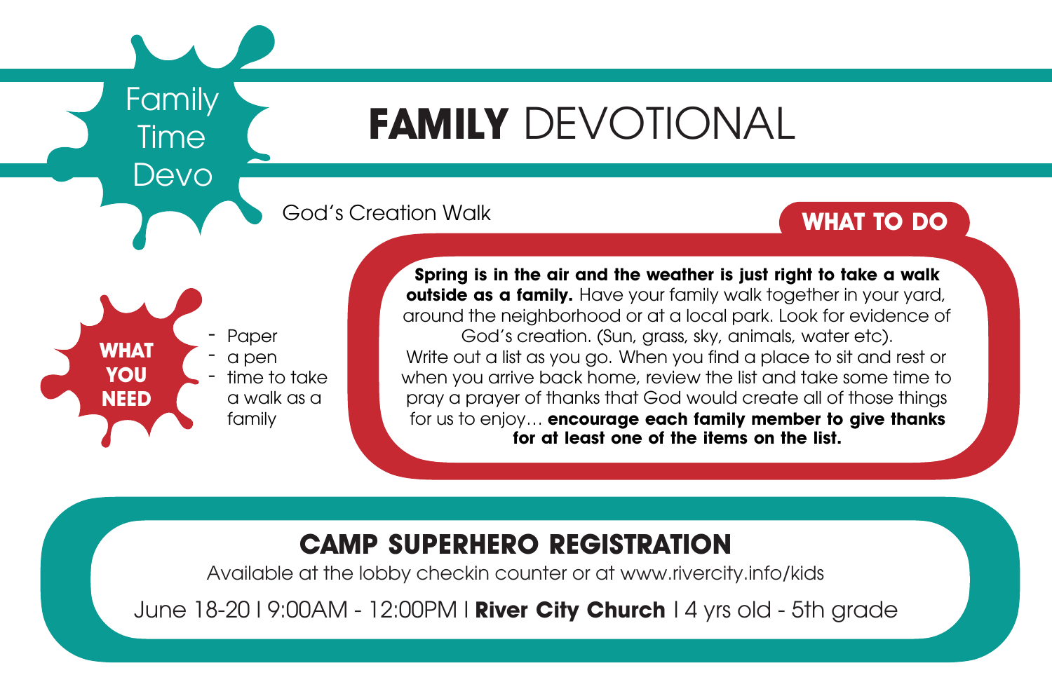Family Time Devo

# **FAMILY** DEVOTIONAL

## God's Creation Walk

### WHAT YOU NEED

- Paper
- a pen
- time to take a walk as a family

### WHAT TO DO

**Spring is in the air and the weather is just right to take a walk outside as a family.** Have your family walk together in your yard, around the neighborhood or at a local park. Look for evidence of God's creation. (Sun, grass, sky, animals, water etc). Write out a list as you go. When you find a place to sit and rest or when you arrive back home, review the list and take some time to pray a prayer of thanks that God would create all of those things for us to enjoy... **encourage each family member to give thanks for at least one of the items on the list.**

## CAMP SUPERHERO REGISTRATION

Available at the lobby checkin counter or at www.rivercity.info/kids

June 18-20 I 9:00AM - 12:00PM I **River City Church** I 4 yrs old - 5th grade